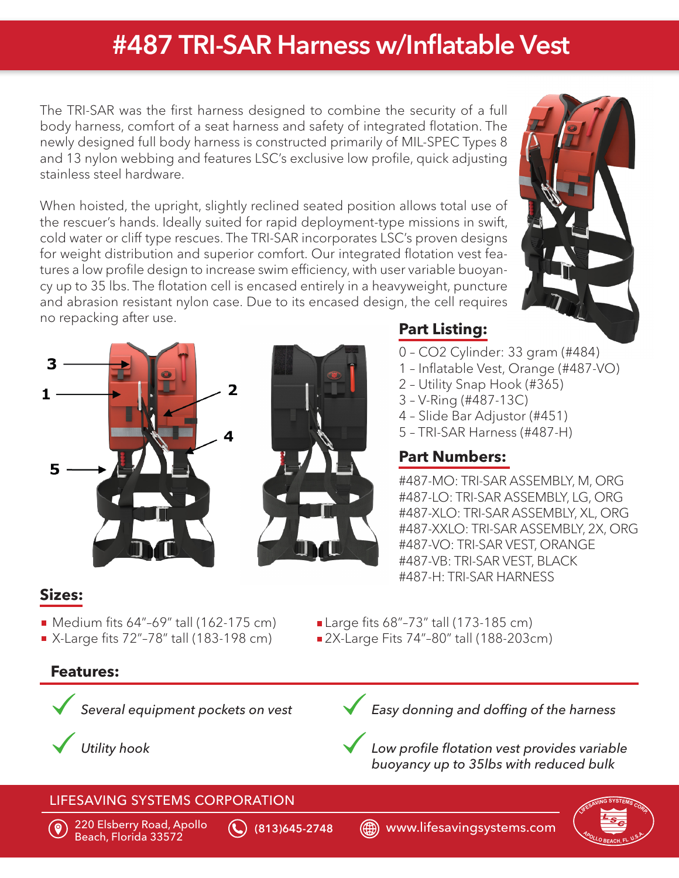# #487 TRI-SAR Harness w/Inflatable Vest

The TRI-SAR was the first harness designed to combine the security of a full body harness, comfort of a seat harness and safety of integrated flotation. The newly designed full body harness is constructed primarily of MIL-SPEC Types 8 and 13 nylon webbing and features LSC's exclusive low profile, quick adjusting stainless steel hardware.

When hoisted, the upright, slightly reclined seated position allows total use of the rescuer's hands. Ideally suited for rapid deployment-type missions in swift, cold water or cliff type rescues. The TRI-SAR incorporates LSC's proven designs for weight distribution and superior comfort. Our integrated flotation vest features a low profile design to increase swim efficiency, with user variable buoyancy up to 35 lbs. The flotation cell is encased entirely in a heavyweight, puncture and abrasion resistant nylon case. Due to its encased design, the cell requires no repacking after use.

## Part Listing:

0 – CO2 Cylinder: 33 gram (#484)
1 – Inflatable Vest, Orange (#487-VO)
2 – Utility Snap Hook (#365)
3 – V-Ring (#487-13C)
4 – Slide Bar Adjustor (#451)
5 – TRI-SAR Harness (#487-H)

## Part Numbers:

#487-MO: TRI-SAR ASSEMBLY, M, ORG
#487-LO: TRI-SAR ASSEMBLY, LG, ORG
#487-XLO: TRI-SAR ASSEMBLY, XL, ORG
#487-XXLO: TRI-SAR ASSEMBLY, 2X, ORG
#487-VO: TRI-SAR VEST, ORANGE
#487-VB: TRI-SAR VEST, BLACK
#487-H: TRI-SAR HARNESS

## Sizes:

- Medium fits 64"–69" tall (162-175 cm)
- X-Large fits 72"–78" tall (183-198 cm)
- Large fits 68"–73" tall (173-185 cm)
- 2X-Large Fits 74"–80" tall (188-203cm)

## Features:

- *Several equipment pockets on vest*
- *Utility hook*
- *Easy donning and doffing of the harness*
- *Low profile flotation vest provides variable buoyancy up to 35lbs with reduced bulk*

LIFESAVING SYSTEMS CORPORATION

220 Elsberry Road, Apollo Beach, Florida 33572 | (813)645-2748 | www.lifesavingsystems.com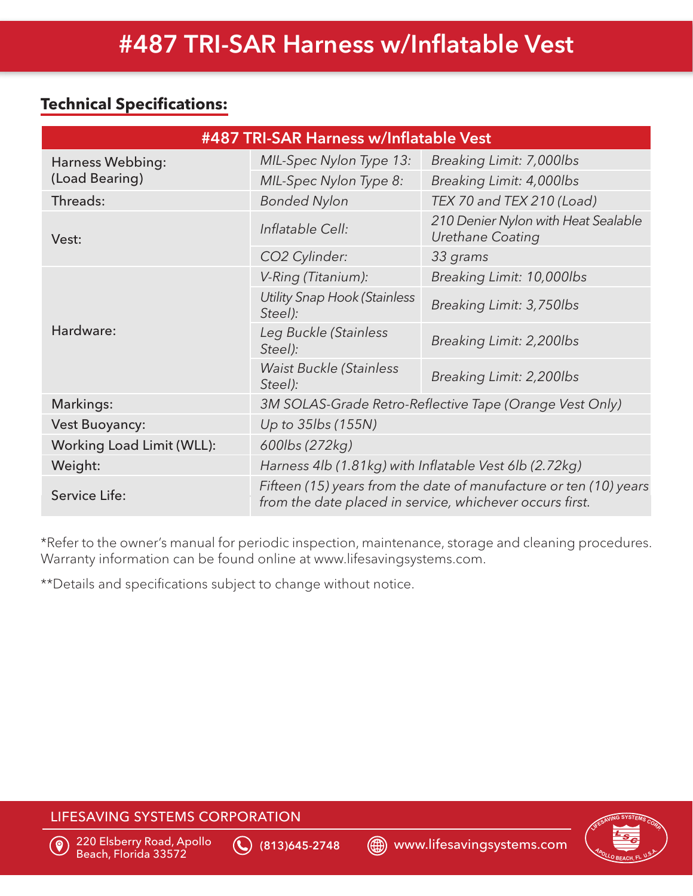# #487 TRI-SAR Harness w/Inflatable Vest

## Technical Specifications:

| #487 TRI-SAR Harness w/Inflatable Vest | | |
|---|---|---|
| Harness Webbing: (Load Bearing) | *MIL-Spec Nylon Type 13:* | *Breaking Limit: 7,000lbs* |
| | *MIL-Spec Nylon Type 8:* | *Breaking Limit: 4,000lbs* |
| Threads: | *Bonded Nylon* | *TEX 70 and TEX 210 (Load)* |
| Vest: | *Inflatable Cell:* | *210 Denier Nylon with Heat Sealable Urethane Coating* |
| | *CO2 Cylinder:* | *33 grams* |
| Hardware: | *V-Ring (Titanium):* | *Breaking Limit: 10,000lbs* |
| | *Utility Snap Hook (Stainless Steel):* | *Breaking Limit: 3,750lbs* |
| | *Leg Buckle (Stainless Steel):* | *Breaking Limit: 2,200lbs* |
| | *Waist Buckle (Stainless Steel):* | *Breaking Limit: 2,200lbs* |
| Markings: | *3M SOLAS-Grade Retro-Reflective Tape (Orange Vest Only)* | |
| Vest Buoyancy: | *Up to 35lbs (155N)* | |
| Working Load Limit (WLL): | *600lbs (272kg)* | |
| Weight: | *Harness 4lb (1.81kg) with Inflatable Vest 6lb (2.72kg)* | |
| Service Life: | *Fifteen (15) years from the date of manufacture or ten (10) years from the date placed in service, whichever occurs first.* | |

*Refer to the owner's manual for periodic inspection, maintenance, storage and cleaning procedures. Warranty information can be found online at www.lifesavingsystems.com.

**Details and specifications subject to change without notice.

LIFESAVING SYSTEMS CORPORATION

220 Elsberry Road, Apollo Beach, Florida 33572 | (813)645-2748 | www.lifesavingsystems.com